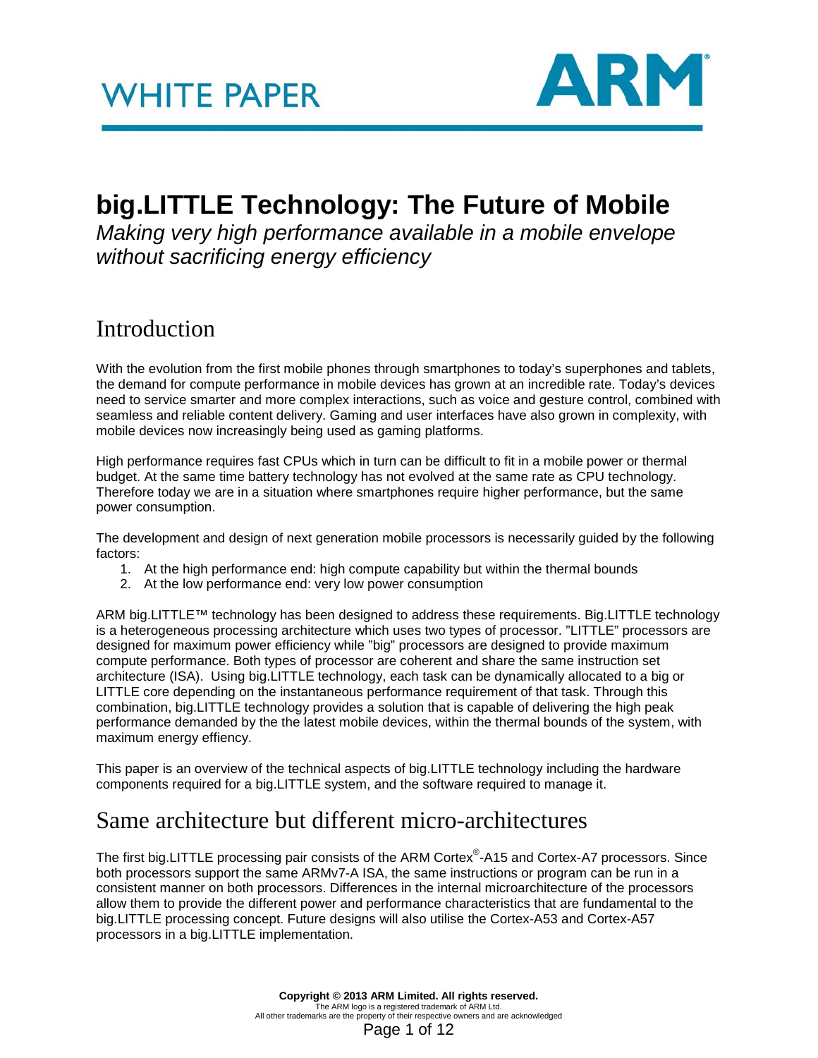# WHITE PAPER

# big.LITTLE Technology: The Future of Mobile

*Making very high performance available in a mobile envelope without sacrificing energy efficiency*

## Introduction

With the evolution from the first mobile phones through smartphones to today's superphones and tablets, the demand for compute performance in mobile devices has grown at an incredible rate. Today's devices need to service smarter and more complex interactions, such as voice and gesture control, combined with seamless and reliable content delivery. Gaming and user interfaces have also grown in complexity, with mobile devices now increasingly being used as gaming platforms.

High performance requires fast CPUs which in turn can be difficult to fit in a mobile power or thermal budget. At the same time battery technology has not evolved at the same rate as CPU technology. Therefore today we are in a situation where smartphones require higher performance, but the same power consumption.

The development and design of next generation mobile processors is necessarily guided by the following factors:

1. At the high performance end: high compute capability but within the thermal bounds
2. At the low performance end: very low power consumption

ARM big.LITTLE™ technology has been designed to address these requirements. Big.LITTLE technology is a heterogeneous processing architecture which uses two types of processor. "LITTLE" processors are designed for maximum power efficiency while "big" processors are designed to provide maximum compute performance. Both types of processor are coherent and share the same instruction set architecture (ISA). Using big.LITTLE technology, each task can be dynamically allocated to a big or LITTLE core depending on the instantaneous performance requirement of that task. Through this combination, big.LITTLE technology provides a solution that is capable of delivering the high peak performance demanded by the the latest mobile devices, within the thermal bounds of the system, with maximum energy effiency.

This paper is an overview of the technical aspects of big.LITTLE technology including the hardware components required for a big.LITTLE system, and the software required to manage it.

## Same architecture but different micro-architectures

The first big.LITTLE processing pair consists of the ARM Cortex®-A15 and Cortex-A7 processors. Since both processors support the same ARMv7-A ISA, the same instructions or program can be run in a consistent manner on both processors. Differences in the internal microarchitecture of the processors allow them to provide the different power and performance characteristics that are fundamental to the big.LITTLE processing concept. Future designs will also utilise the Cortex-A53 and Cortex-A57 processors in a big.LITTLE implementation.

**Copyright © 2013 ARM Limited. All rights reserved.**
The ARM logo is a registered trademark of ARM Ltd.
All other trademarks are the property of their respective owners and are acknowledged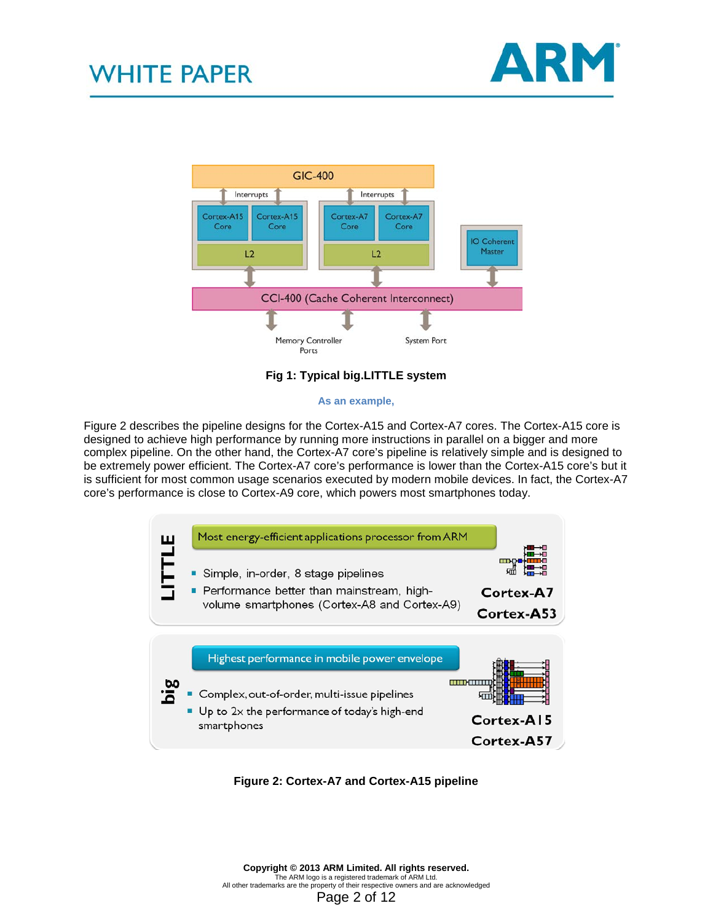Fig 1: Typical big.LITTLE system

As an example,

Figure 2 describes the pipeline designs for the Cortex-A15 and Cortex-A7 cores. The Cortex-A15 core is designed to achieve high performance by running more instructions in parallel on a bigger and more complex pipeline. On the other hand, the Cortex-A7 core's pipeline is relatively simple and is designed to be extremely power efficient. The Cortex-A7 core's performance is lower than the Cortex-A15 core's but it is sufficient for most common usage scenarios executed by modern mobile devices. In fact, the Cortex-A7 core's performance is close to Cortex-A9 core, which powers most smartphones today.

Figure 2: Cortex-A7 and Cortex-A15 pipeline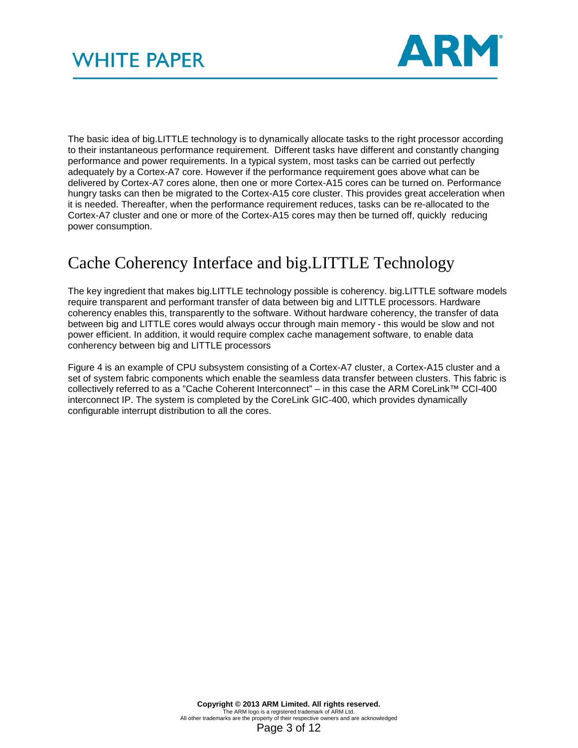The basic idea of big.LITTLE technology is to dynamically allocate tasks to the right processor according to their instantaneous performance requirement. Different tasks have different and constantly changing performance and power requirements. In a typical system, most tasks can be carried out perfectly adequately by a Cortex-A7 core. However if the performance requirement goes above what can be delivered by Cortex-A7 cores alone, then one or more Cortex-A15 cores can be turned on. Performance hungry tasks can then be migrated to the Cortex-A15 core cluster. This provides great acceleration when it is needed. Thereafter, when the performance requirement reduces, tasks can be re-allocated to the Cortex-A7 cluster and one or more of the Cortex-A15 cores may then be turned off, quickly reducing power consumption.

# Cache Coherency Interface and big.LITTLE Technology

The key ingredient that makes big.LITTLE technology possible is coherency. big.LITTLE software models require transparent and performant transfer of data between big and LITTLE processors. Hardware coherency enables this, transparently to the software. Without hardware coherency, the transfer of data between big and LITTLE cores would always occur through main memory - this would be slow and not power efficient. In addition, it would require complex cache management software, to enable data conherency between big and LITTLE processors

Figure 4 is an example of CPU subsystem consisting of a Cortex-A7 cluster, a Cortex-A15 cluster and a set of system fabric components which enable the seamless data transfer between clusters. This fabric is collectively referred to as a "Cache Coherent Interconnect" – in this case the ARM CoreLink™ CCI-400 interconnect IP. The system is completed by the CoreLink GIC-400, which provides dynamically configurable interrupt distribution to all the cores.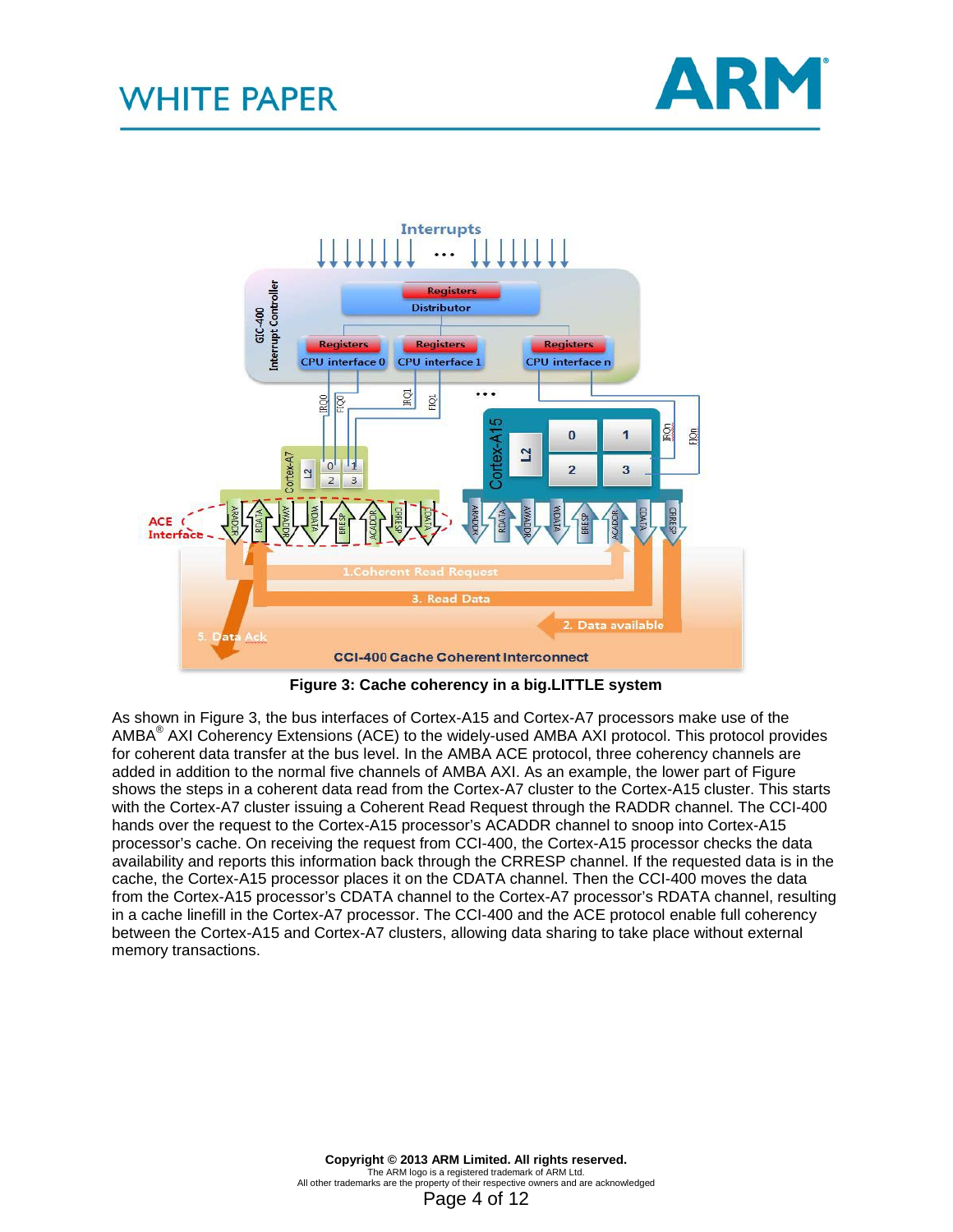**Figure 3: Cache coherency in a big.LITTLE system**

As shown in Figure 3, the bus interfaces of Cortex-A15 and Cortex-A7 processors make use of the AMBA® AXI Coherency Extensions (ACE) to the widely-used AMBA AXI protocol. This protocol provides for coherent data transfer at the bus level. In the AMBA ACE protocol, three coherency channels are added in addition to the normal five channels of AMBA AXI. As an example, the lower part of Figure shows the steps in a coherent data read from the Cortex-A7 cluster to the Cortex-A15 cluster. This starts with the Cortex-A7 cluster issuing a Coherent Read Request through the RADDR channel. The CCI-400 hands over the request to the Cortex-A15 processor's ACADDR channel to snoop into Cortex-A15 processor's cache. On receiving the request from CCI-400, the Cortex-A15 processor checks the data availability and reports this information back through the CRRESP channel. If the requested data is in the cache, the Cortex-A15 processor places it on the CDATA channel. Then the CCI-400 moves the data from the Cortex-A15 processor's CDATA channel to the Cortex-A7 processor's RDATA channel, resulting in a cache linefill in the Cortex-A7 processor. The CCI-400 and the ACE protocol enable full coherency between the Cortex-A15 and Cortex-A7 clusters, allowing data sharing to take place without external memory transactions.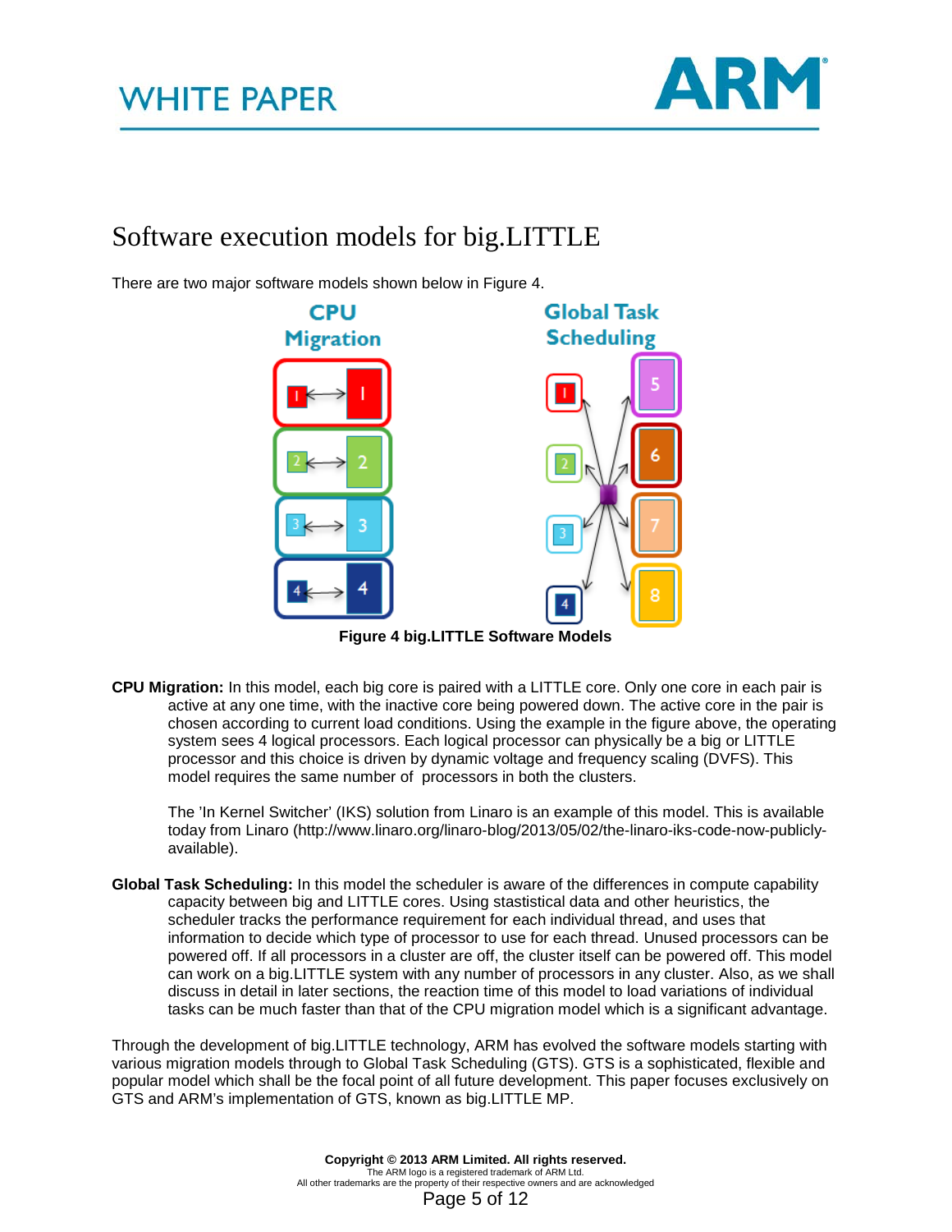# Software execution models for big.LITTLE

There are two major software models shown below in Figure 4.

**Figure 4 big.LITTLE Software Models**

**CPU Migration:** In this model, each big core is paired with a LITTLE core. Only one core in each pair is active at any one time, with the inactive core being powered down. The active core in the pair is chosen according to current load conditions. Using the example in the figure above, the operating system sees 4 logical processors. Each logical processor can physically be a big or LITTLE processor and this choice is driven by dynamic voltage and frequency scaling (DVFS). This model requires the same number of processors in both the clusters.

The 'In Kernel Switcher' (IKS) solution from Linaro is an example of this model. This is available today from Linaro (http://www.linaro.org/linaro-blog/2013/05/02/the-linaro-iks-code-now-publicly-available).

**Global Task Scheduling:** In this model the scheduler is aware of the differences in compute capability capacity between big and LITTLE cores. Using stastistical data and other heuristics, the scheduler tracks the performance requirement for each individual thread, and uses that information to decide which type of processor to use for each thread. Unused processors can be powered off. If all processors in a cluster are off, the cluster itself can be powered off. This model can work on a big.LITTLE system with any number of processors in any cluster. Also, as we shall discuss in detail in later sections, the reaction time of this model to load variations of individual tasks can be much faster than that of the CPU migration model which is a significant advantage.

Through the development of big.LITTLE technology, ARM has evolved the software models starting with various migration models through to Global Task Scheduling (GTS). GTS is a sophisticated, flexible and popular model which shall be the focal point of all future development. This paper focuses exclusively on GTS and ARM's implementation of GTS, known as big.LITTLE MP.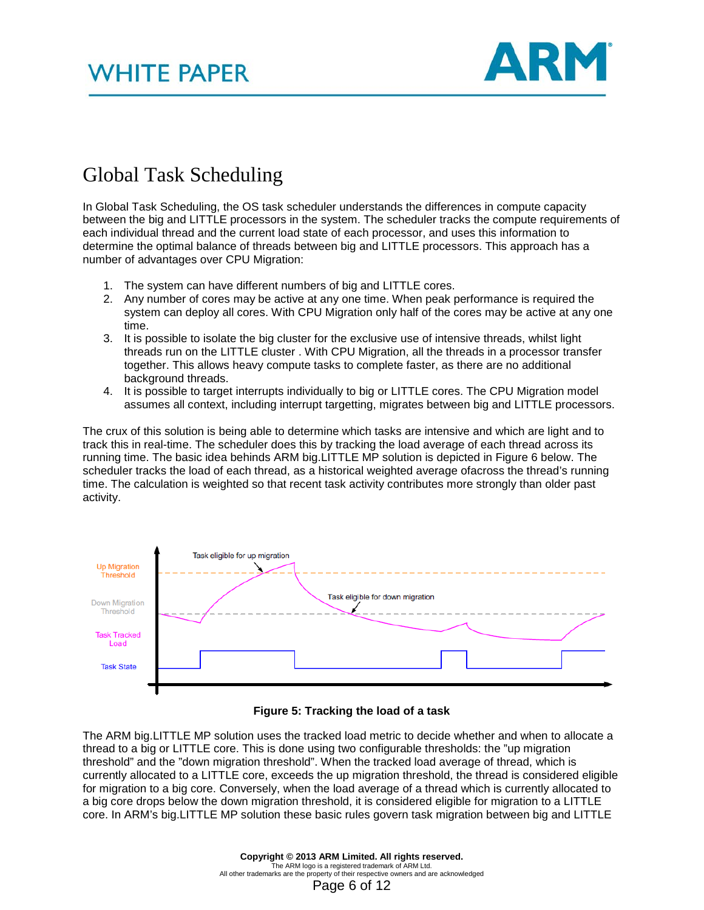# Global Task Scheduling

In Global Task Scheduling, the OS task scheduler understands the differences in compute capacity between the big and LITTLE processors in the system. The scheduler tracks the compute requirements of each individual thread and the current load state of each processor, and uses this information to determine the optimal balance of threads between big and LITTLE processors. This approach has a number of advantages over CPU Migration:

1. The system can have different numbers of big and LITTLE cores.
2. Any number of cores may be active at any one time. When peak performance is required the system can deploy all cores. With CPU Migration only half of the cores may be active at any one time.
3. It is possible to isolate the big cluster for the exclusive use of intensive threads, whilst light threads run on the LITTLE cluster . With CPU Migration, all the threads in a processor transfer together. This allows heavy compute tasks to complete faster, as there are no additional background threads.
4. It is possible to target interrupts individually to big or LITTLE cores. The CPU Migration model assumes all context, including interrupt targetting, migrates between big and LITTLE processors.

The crux of this solution is being able to determine which tasks are intensive and which are light and to track this in real-time. The scheduler does this by tracking the load average of each thread across its running time. The basic idea behinds ARM big.LITTLE MP solution is depicted in Figure 6 below. The scheduler tracks the load of each thread, as a historical weighted average ofacross the thread's running time. The calculation is weighted so that recent task activity contributes more strongly than older past activity.

Up Migration Threshold

Down Migration Threshold

Task Tracked Load

Task State

Task eligible for up migration

Task eligible for down migration

**Figure 5: Tracking the load of a task**

The ARM big.LITTLE MP solution uses the tracked load metric to decide whether and when to allocate a thread to a big or LITTLE core. This is done using two configurable thresholds: the "up migration threshold" and the "down migration threshold". When the tracked load average of thread, which is currently allocated to a LITTLE core, exceeds the up migration threshold, the thread is considered eligible for migration to a big core. Conversely, when the load average of a thread which is currently allocated to a big core drops below the down migration threshold, it is considered eligible for migration to a LITTLE core. In ARM's big.LITTLE MP solution these basic rules govern task migration between big and LITTLE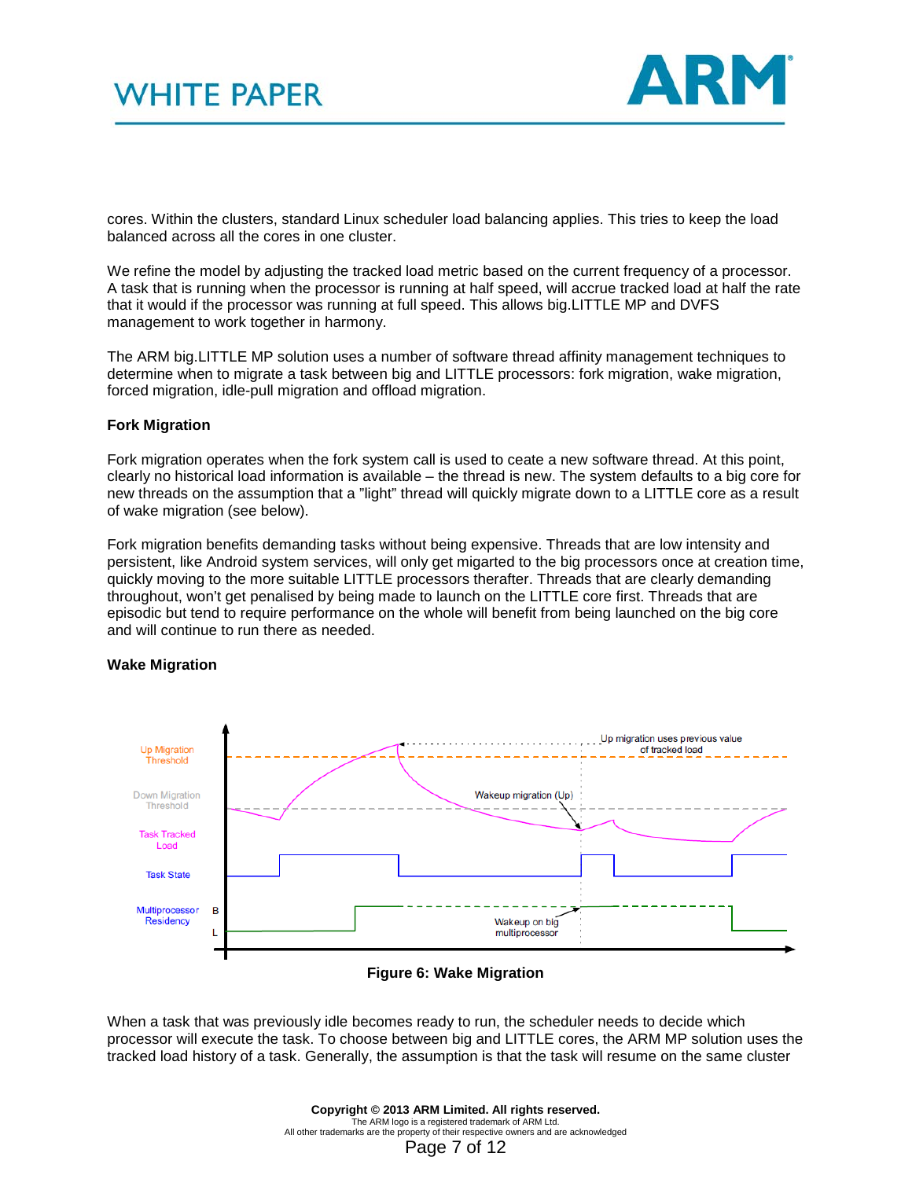cores. Within the clusters, standard Linux scheduler load balancing applies. This tries to keep the load balanced across all the cores in one cluster.

We refine the model by adjusting the tracked load metric based on the current frequency of a processor. A task that is running when the processor is running at half speed, will accrue tracked load at half the rate that it would if the processor was running at full speed. This allows big.LITTLE MP and DVFS management to work together in harmony.

The ARM big.LITTLE MP solution uses a number of software thread affinity management techniques to determine when to migrate a task between big and LITTLE processors: fork migration, wake migration, forced migration, idle-pull migration and offload migration.

**Fork Migration**

Fork migration operates when the fork system call is used to ceate a new software thread. At this point, clearly no historical load information is available – the thread is new. The system defaults to a big core for new threads on the assumption that a "light" thread will quickly migrate down to a LITTLE core as a result of wake migration (see below).

Fork migration benefits demanding tasks without being expensive. Threads that are low intensity and persistent, like Android system services, will only get migarted to the big processors once at creation time, quickly moving to the more suitable LITTLE processors therafter. Threads that are clearly demanding throughout, won't get penalised by being made to launch on the LITTLE core first. Threads that are episodic but tend to require performance on the whole will benefit from being launched on the big core and will continue to run there as needed.

**Wake Migration**

**Figure 6: Wake Migration**

When a task that was previously idle becomes ready to run, the scheduler needs to decide which processor will execute the task. To choose between big and LITTLE cores, the ARM MP solution uses the tracked load history of a task. Generally, the assumption is that the task will resume on the same cluster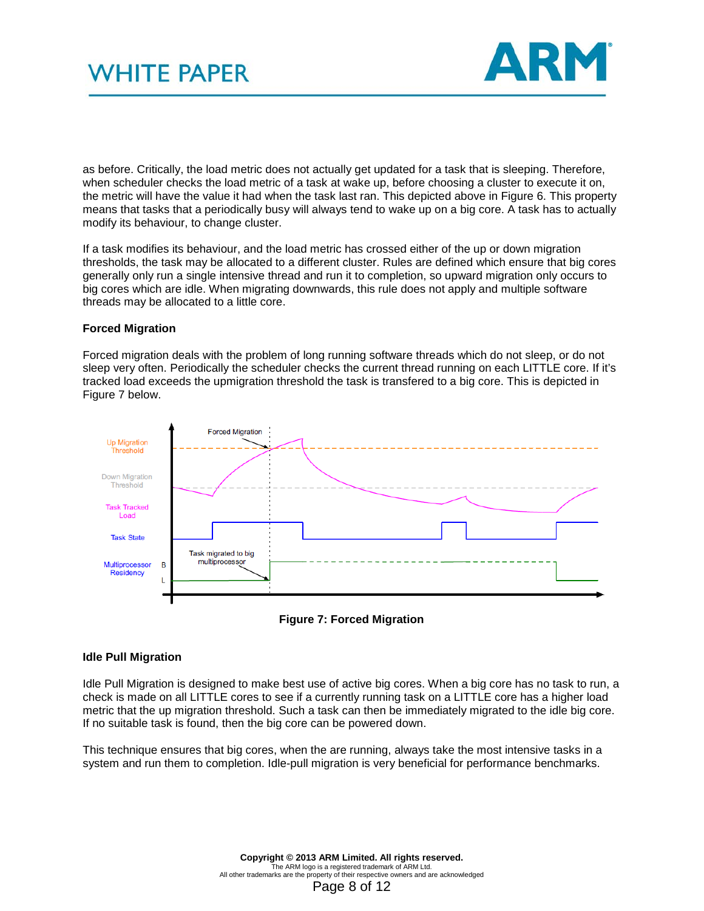as before. Critically, the load metric does not actually get updated for a task that is sleeping. Therefore, when scheduler checks the load metric of a task at wake up, before choosing a cluster to execute it on, the metric will have the value it had when the task last ran. This depicted above in Figure 6. This property means that tasks that a periodically busy will always tend to wake up on a big core. A task has to actually modify its behaviour, to change cluster.

If a task modifies its behaviour, and the load metric has crossed either of the up or down migration thresholds, the task may be allocated to a different cluster. Rules are defined which ensure that big cores generally only run a single intensive thread and run it to completion, so upward migration only occurs to big cores which are idle. When migrating downwards, this rule does not apply and multiple software threads may be allocated to a little core.

**Forced Migration**

Forced migration deals with the problem of long running software threads which do not sleep, or do not sleep very often. Periodically the scheduler checks the current thread running on each LITTLE core. If it's tracked load exceeds the upmigration threshold the task is transfered to a big core. This is depicted in Figure 7 below.

**Figure 7: Forced Migration**

**Idle Pull Migration**

Idle Pull Migration is designed to make best use of active big cores. When a big core has no task to run, a check is made on all LITTLE cores to see if a currently running task on a LITTLE core has a higher load metric that the up migration threshold. Such a task can then be immediately migrated to the idle big core. If no suitable task is found, then the big core can be powered down.

This technique ensures that big cores, when the are running, always take the most intensive tasks in a system and run them to completion. Idle-pull migration is very beneficial for performance benchmarks.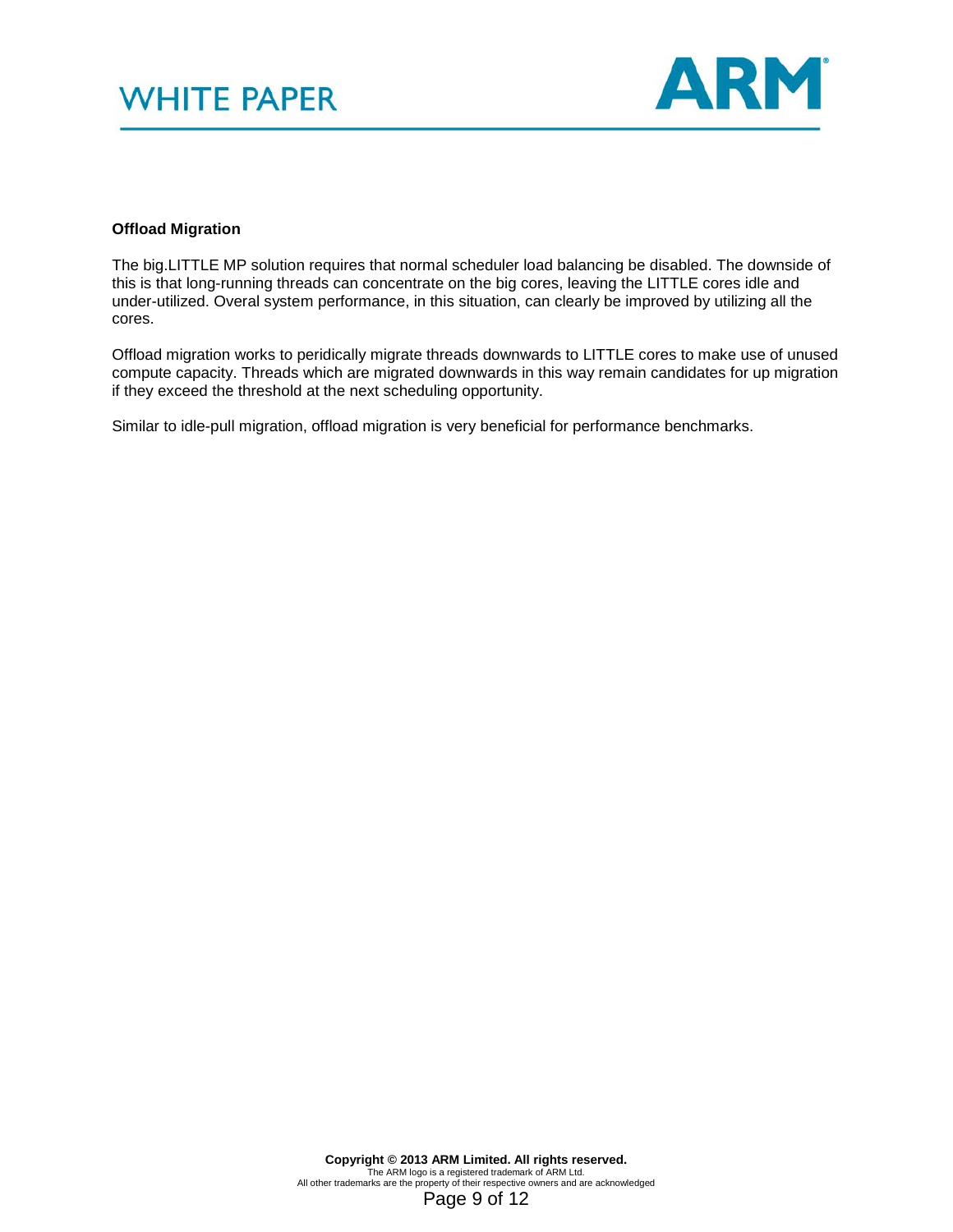**Offload Migration**

The big.LITTLE MP solution requires that normal scheduler load balancing be disabled. The downside of this is that long-running threads can concentrate on the big cores, leaving the LITTLE cores idle and under-utilized. Overal system performance, in this situation, can clearly be improved by utilizing all the cores.

Offload migration works to peridically migrate threads downwards to LITTLE cores to make use of unused compute capacity. Threads which are migrated downwards in this way remain candidates for up migration if they exceed the threshold at the next scheduling opportunity.

Similar to idle-pull migration, offload migration is very beneficial for performance benchmarks.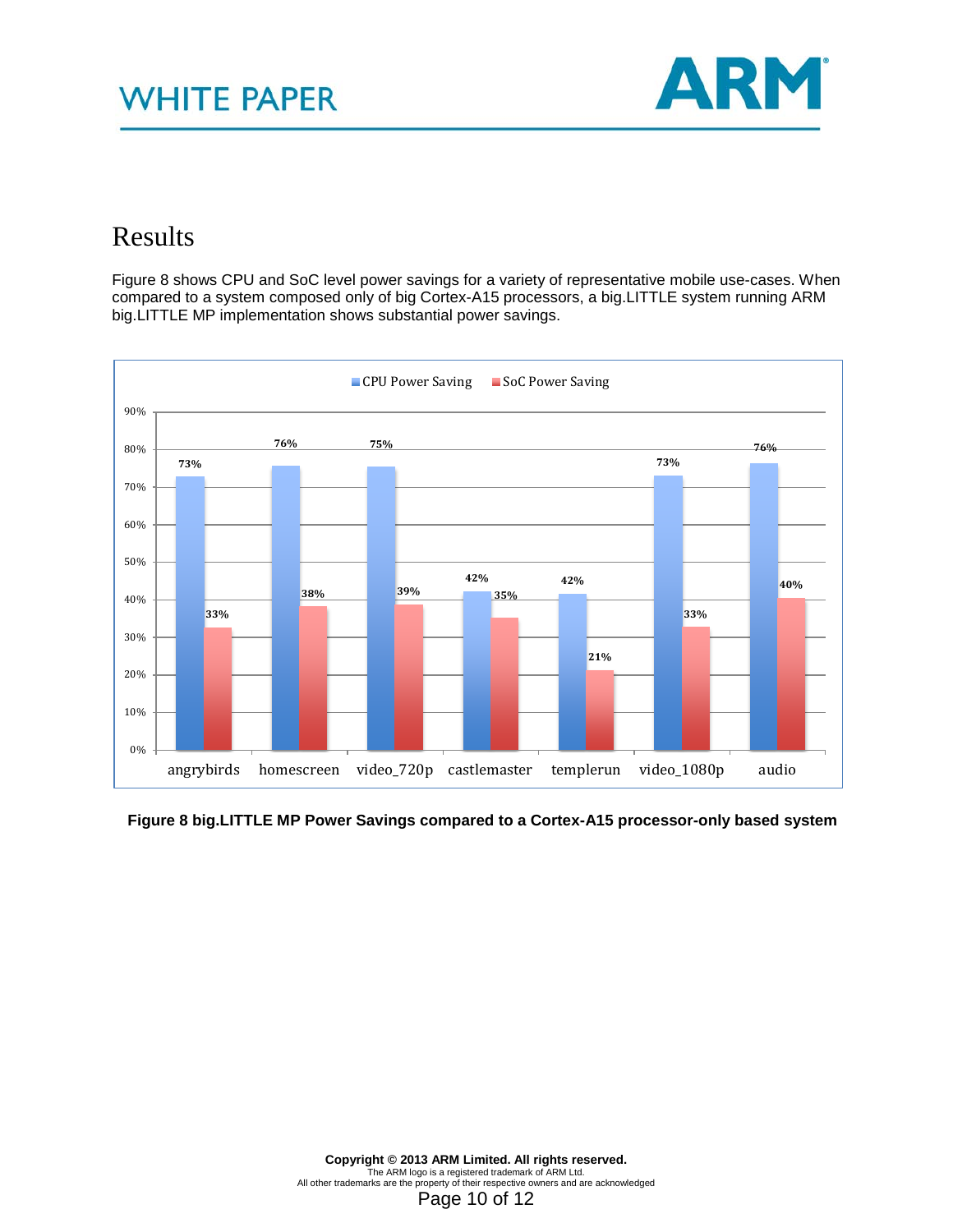# Results

Figure 8 shows CPU and SoC level power savings for a variety of representative mobile use-cases. When compared to a system composed only of big Cortex-A15 processors, a big.LITTLE system running ARM big.LITTLE MP implementation shows substantial power savings.

| Use-case | CPU Power Saving | SoC Power Saving |
| --- | --- | --- |
| angrybirds | 73% | 33% |
| homescreen | 76% | 38% |
| video_720p | 75% | 39% |
| castlemaster | 42% | 35% |
| templerun | 42% | 21% |
| video_1080p | 73% | 33% |
| audio | 76% | 40% |

**Figure 8 big.LITTLE MP Power Savings compared to a Cortex-A15 processor-only based system**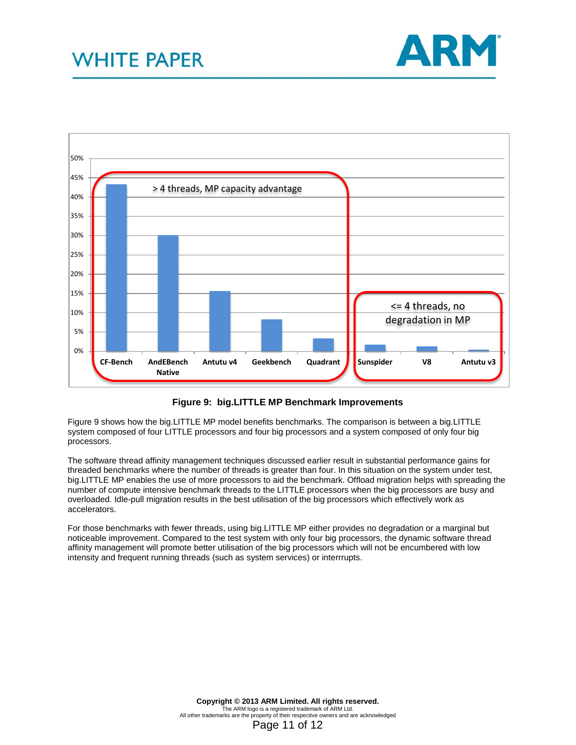**Figure 9: big.LITTLE MP Benchmark Improvements**

Figure 9 shows how the big.LITTLE MP model benefits benchmarks. The comparison is between a big.LITTLE system composed of four LITTLE processors and four big processors and a system composed of only four big processors.

The software thread affinity management techniques discussed earlier result in substantial performance gains for threaded benchmarks where the number of threads is greater than four. In this situation on the system under test, big.LITTLE MP enables the use of more processors to aid the benchmark. Offload migration helps with spreading the number of compute intensive benchmark threads to the LITTLE processors when the big processors are busy and overloaded. Idle-pull migration results in the best utilisation of the big processors which effectively work as accelerators.

For those benchmarks with fewer threads, using big.LITTLE MP either provides no degradation or a marginal but noticeable improvement. Compared to the test system with only four big processors, the dynamic software thread affinity management will promote better utilisation of the big processors which will not be encumbered with low intensity and frequent running threads (such as system services) or interrrupts.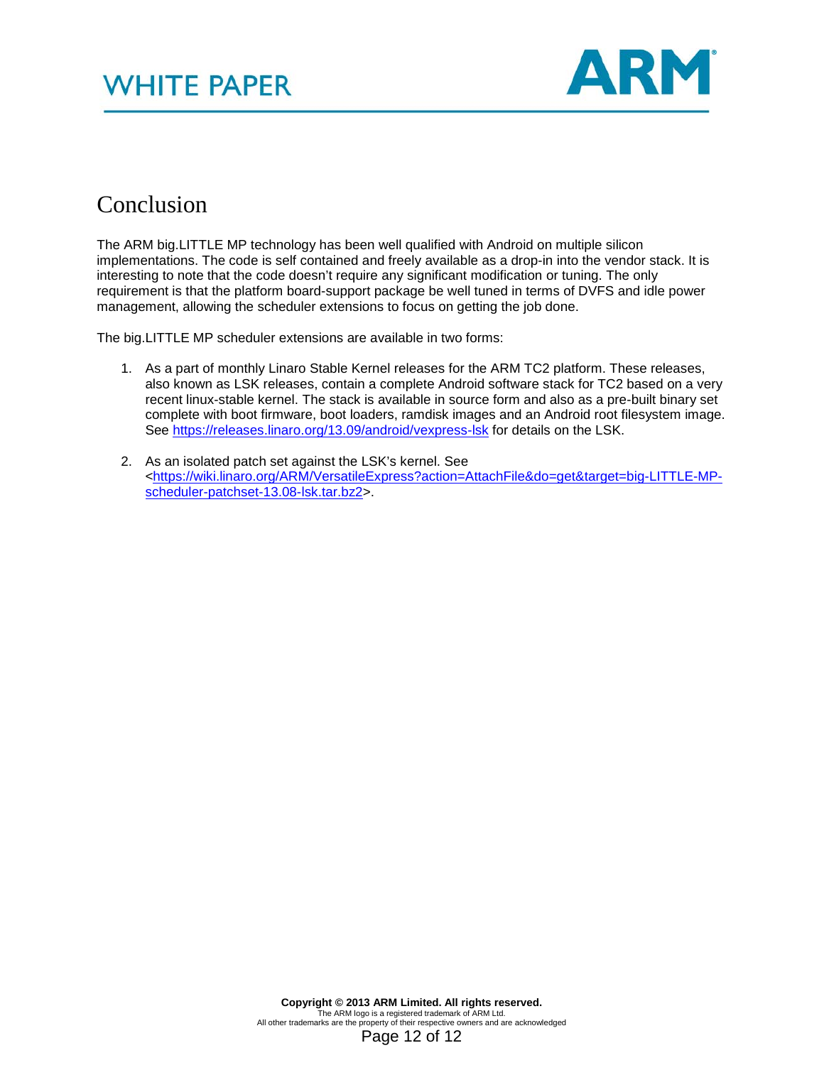# Conclusion

The ARM big.LITTLE MP technology has been well qualified with Android on multiple silicon implementations. The code is self contained and freely available as a drop-in into the vendor stack. It is interesting to note that the code doesn't require any significant modification or tuning. The only requirement is that the platform board-support package be well tuned in terms of DVFS and idle power management, allowing the scheduler extensions to focus on getting the job done.

The big.LITTLE MP scheduler extensions are available in two forms:

1. As a part of monthly Linaro Stable Kernel releases for the ARM TC2 platform. These releases, also known as LSK releases, contain a complete Android software stack for TC2 based on a very recent linux-stable kernel. The stack is available in source form and also as a pre-built binary set complete with boot firmware, boot loaders, ramdisk images and an Android root filesystem image. See https://releases.linaro.org/13.09/android/vexpress-lsk for details on the LSK.

2. As an isolated patch set against the LSK's kernel. See <https://wiki.linaro.org/ARM/VersatileExpress?action=AttachFile&do=get&target=big-LITTLE-MP-scheduler-patchset-13.08-lsk.tar.bz2>.